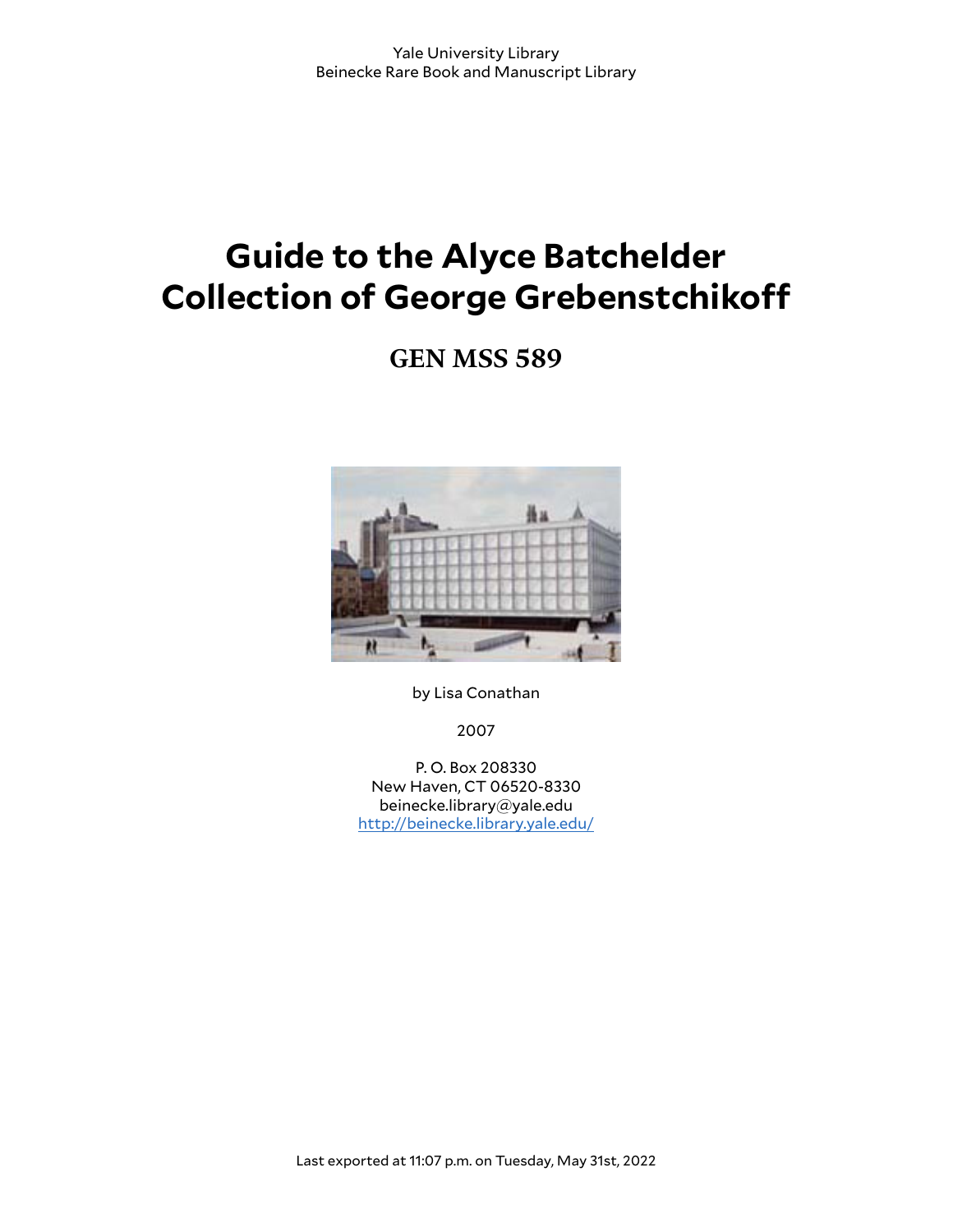Yale University Library
Beinecke Rare Book and Manuscript Library

# Guide to the Alyce Batchelder Collection of George Grebenstchikoff

## GEN MSS 589

by Lisa Conathan

2007

P. O. Box 208330
New Haven, CT 06520-8330
beinecke.library@yale.edu
http://beinecke.library.yale.edu/

Last exported at 11:07 p.m. on Tuesday, May 31st, 2022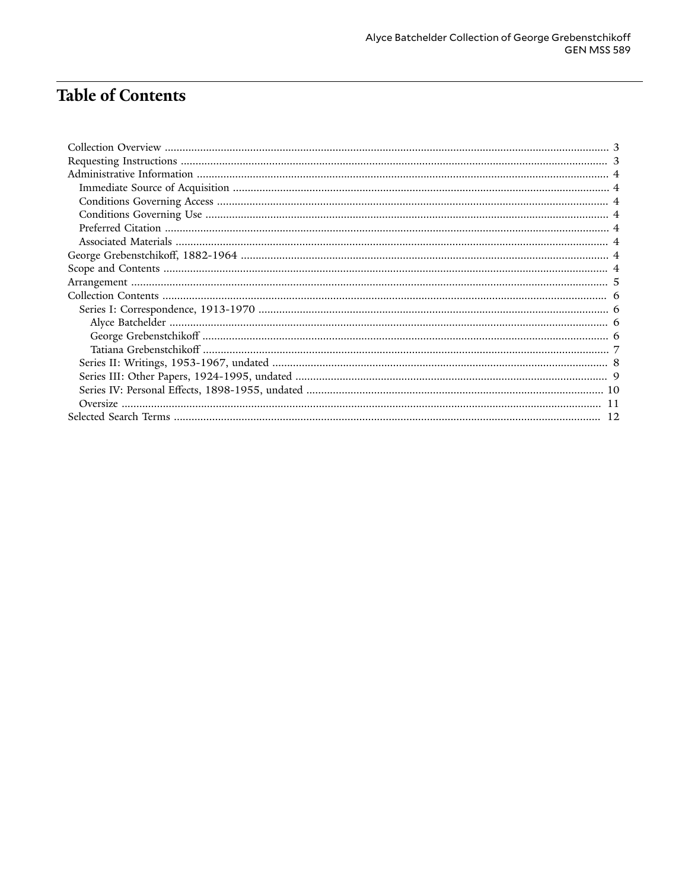# Table of Contents

- Collection Overview ... 3
- Requesting Instructions ... 3
- Administrative Information ... 4
  - Immediate Source of Acquisition ... 4
  - Conditions Governing Access ... 4
  - Conditions Governing Use ... 4
  - Preferred Citation ... 4
  - Associated Materials ... 4
- George Grebenstchikoff, 1882-1964 ... 4
- Scope and Contents ... 4
- Arrangement ... 5
- Collection Contents ... 6
  - Series I: Correspondence, 1913-1970 ... 6
    - Alyce Batchelder ... 6
    - George Grebenstchikoff ... 6
    - Tatiana Grebenstchikoff ... 7
  - Series II: Writings, 1953-1967, undated ... 8
  - Series III: Other Papers, 1924-1995, undated ... 9
  - Series IV: Personal Effects, 1898-1955, undated ... 10
  - Oversize ... 11
- Selected Search Terms ... 12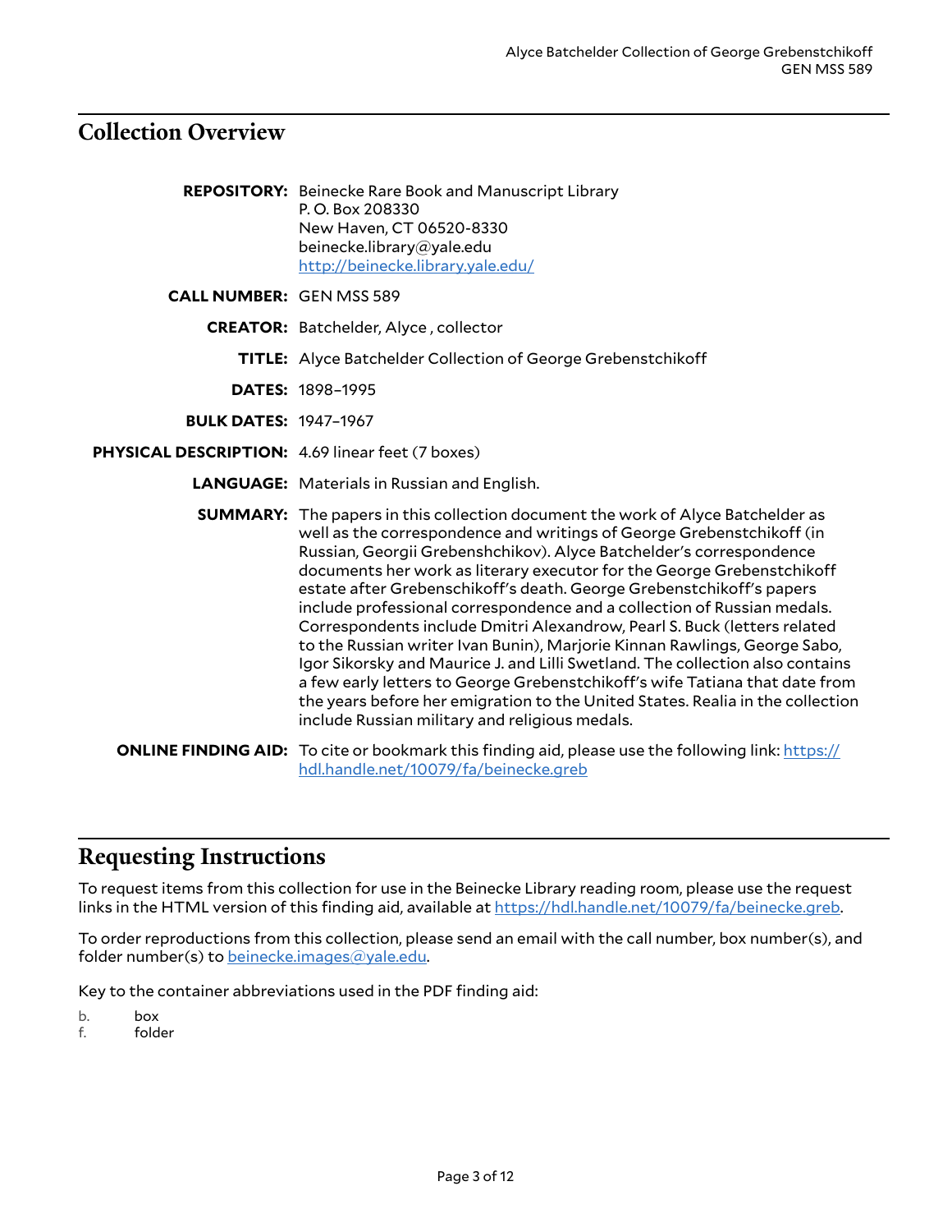## Collection Overview

**REPOSITORY:** Beinecke Rare Book and Manuscript Library
P. O. Box 208330
New Haven, CT 06520-8330
beinecke.library@yale.edu
http://beinecke.library.yale.edu/

**CALL NUMBER:** GEN MSS 589

**CREATOR:** Batchelder, Alyce , collector

**TITLE:** Alyce Batchelder Collection of George Grebenstchikoff

**DATES:** 1898–1995

**BULK DATES:** 1947–1967

**PHYSICAL DESCRIPTION:** 4.69 linear feet (7 boxes)

**LANGUAGE:** Materials in Russian and English.

**SUMMARY:** The papers in this collection document the work of Alyce Batchelder as well as the correspondence and writings of George Grebenstchikoff (in Russian, Georgii Grebenshchikov). Alyce Batchelder's correspondence documents her work as literary executor for the George Grebenstchikoff estate after Grebenschikoff's death. George Grebenstchikoff's papers include professional correspondence and a collection of Russian medals. Correspondents include Dmitri Alexandrow, Pearl S. Buck (letters related to the Russian writer Ivan Bunin), Marjorie Kinnan Rawlings, George Sabo, Igor Sikorsky and Maurice J. and Lilli Swetland. The collection also contains a few early letters to George Grebenstchikoff's wife Tatiana that date from the years before her emigration to the United States. Realia in the collection include Russian military and religious medals.

**ONLINE FINDING AID:** To cite or bookmark this finding aid, please use the following link: https://hdl.handle.net/10079/fa/beinecke.greb

## Requesting Instructions

To request items from this collection for use in the Beinecke Library reading room, please use the request links in the HTML version of this finding aid, available at https://hdl.handle.net/10079/fa/beinecke.greb.

To order reproductions from this collection, please send an email with the call number, box number(s), and folder number(s) to beinecke.images@yale.edu.

Key to the container abbreviations used in the PDF finding aid:

b. box
f. folder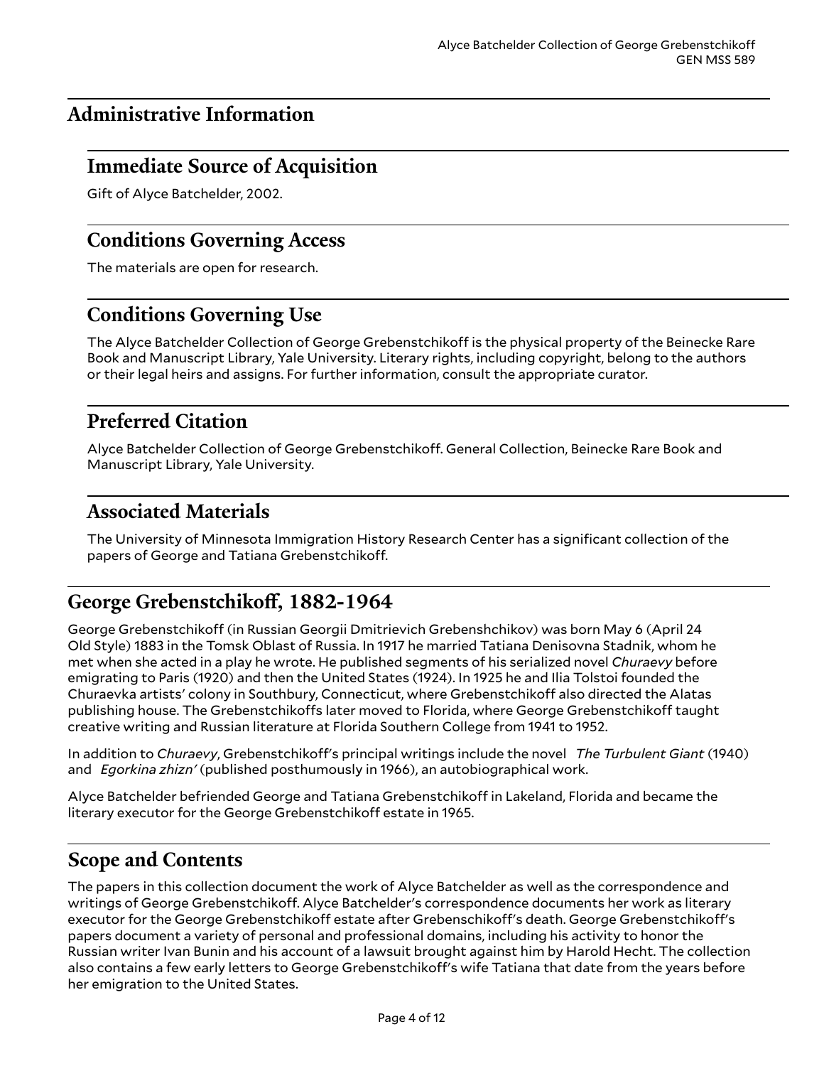## Administrative Information

### Immediate Source of Acquisition

Gift of Alyce Batchelder, 2002.

### Conditions Governing Access

The materials are open for research.

### Conditions Governing Use

The Alyce Batchelder Collection of George Grebenstchikoff is the physical property of the Beinecke Rare Book and Manuscript Library, Yale University. Literary rights, including copyright, belong to the authors or their legal heirs and assigns. For further information, consult the appropriate curator.

### Preferred Citation

Alyce Batchelder Collection of George Grebenstchikoff. General Collection, Beinecke Rare Book and Manuscript Library, Yale University.

### Associated Materials

The University of Minnesota Immigration History Research Center has a significant collection of the papers of George and Tatiana Grebenstchikoff.

## George Grebenstchikoff, 1882-1964

George Grebenstchikoff (in Russian Georgii Dmitrievich Grebenshchikov) was born May 6 (April 24 Old Style) 1883 in the Tomsk Oblast of Russia. In 1917 he married Tatiana Denisovna Stadnik, whom he met when she acted in a play he wrote. He published segments of his serialized novel *Churaevy* before emigrating to Paris (1920) and then the United States (1924). In 1925 he and Ilia Tolstoi founded the Churaevka artists' colony in Southbury, Connecticut, where Grebenstchikoff also directed the Alatas publishing house. The Grebenstchikoffs later moved to Florida, where George Grebenstchikoff taught creative writing and Russian literature at Florida Southern College from 1941 to 1952.

In addition to *Churaevy*, Grebenstchikoff's principal writings include the novel *The Turbulent Giant* (1940) and *Egorkina zhizn'* (published posthumously in 1966), an autobiographical work.

Alyce Batchelder befriended George and Tatiana Grebenstchikoff in Lakeland, Florida and became the literary executor for the George Grebenstchikoff estate in 1965.

## Scope and Contents

The papers in this collection document the work of Alyce Batchelder as well as the correspondence and writings of George Grebenstchikoff. Alyce Batchelder's correspondence documents her work as literary executor for the George Grebenstchikoff estate after Grebenschikoff's death. George Grebenstchikoff's papers document a variety of personal and professional domains, including his activity to honor the Russian writer Ivan Bunin and his account of a lawsuit brought against him by Harold Hecht. The collection also contains a few early letters to George Grebenstchikoff's wife Tatiana that date from the years before her emigration to the United States.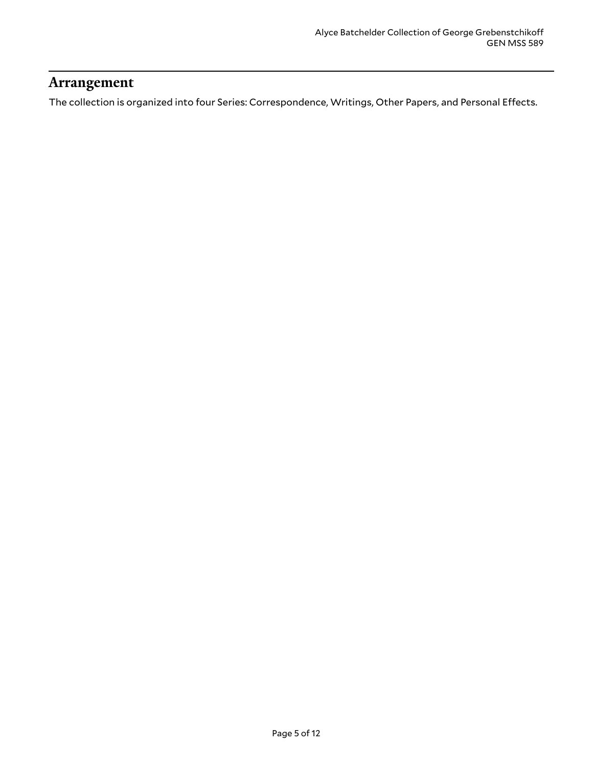## Arrangement

The collection is organized into four Series: Correspondence, Writings, Other Papers, and Personal Effects.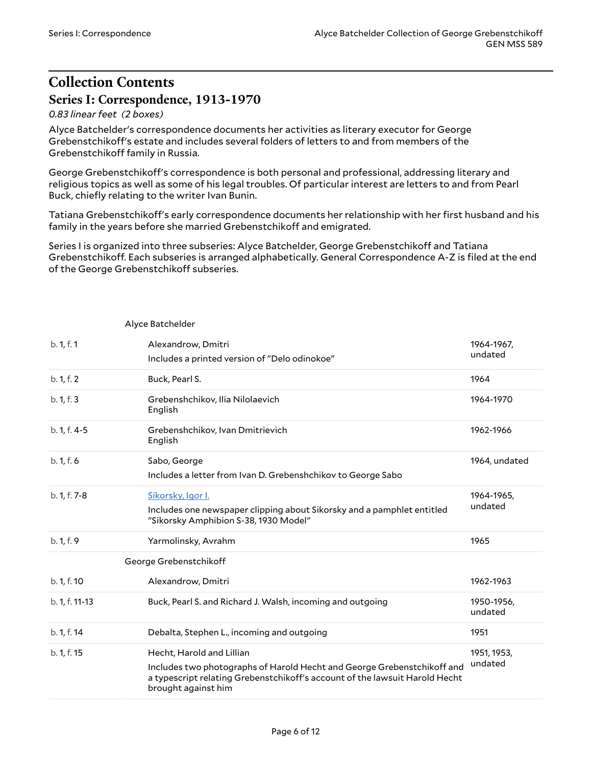# Collection Contents

## Series I: Correspondence, 1913-1970

*0.83 linear feet (2 boxes)*

Alyce Batchelder's correspondence documents her activities as literary executor for George Grebenstchikoff's estate and includes several folders of letters to and from members of the Grebenstchikoff family in Russia.

George Grebenstchikoff's correspondence is both personal and professional, addressing literary and religious topics as well as some of his legal troubles. Of particular interest are letters to and from Pearl Buck, chiefly relating to the writer Ivan Bunin.

Tatiana Grebenstchikoff's early correspondence documents her relationship with her first husband and his family in the years before she married Grebenstchikoff and emigrated.

Series I is organized into three subseries: Alyce Batchelder, George Grebenstchikoff and Tatiana Grebenstchikoff. Each subseries is arranged alphabetically. General Correspondence A-Z is filed at the end of the George Grebenstchikoff subseries.

| | | |
|---|---|---|
| | **Alyce Batchelder** | |
| b. 1, f. 1 | Alexandrow, Dmitri<br>Includes a printed version of "Delo odinokoe" | 1964-1967, undated |
| b. 1, f. 2 | Buck, Pearl S. | 1964 |
| b. 1, f. 3 | Grebenshchikov, Ilia Nilolaevich<br>English | 1964-1970 |
| b. 1, f. 4-5 | Grebenshchikov, Ivan Dmitrievich<br>English | 1962-1966 |
| b. 1, f. 6 | Sabo, George<br>Includes a letter from Ivan D. Grebenshchikov to George Sabo | 1964, undated |
| b. 1, f. 7-8 | Sikorsky, Igor I.<br>Includes one newspaper clipping about Sikorsky and a pamphlet entitled "Sikorsky Amphibion S-38, 1930 Model" | 1964-1965, undated |
| b. 1, f. 9 | Yarmolinsky, Avrahm | 1965 |
| | **George Grebenstchikoff** | |
| b. 1, f. 10 | Alexandrow, Dmitri | 1962-1963 |
| b. 1, f. 11-13 | Buck, Pearl S. and Richard J. Walsh, incoming and outgoing | 1950-1956, undated |
| b. 1, f. 14 | Debalta, Stephen L., incoming and outgoing | 1951 |
| b. 1, f. 15 | Hecht, Harold and Lillian<br>Includes two photographs of Harold Hecht and George Grebenstchikoff and a typescript relating Grebenstchikoff's account of the lawsuit Harold Hecht brought against him | 1951, 1953, undated |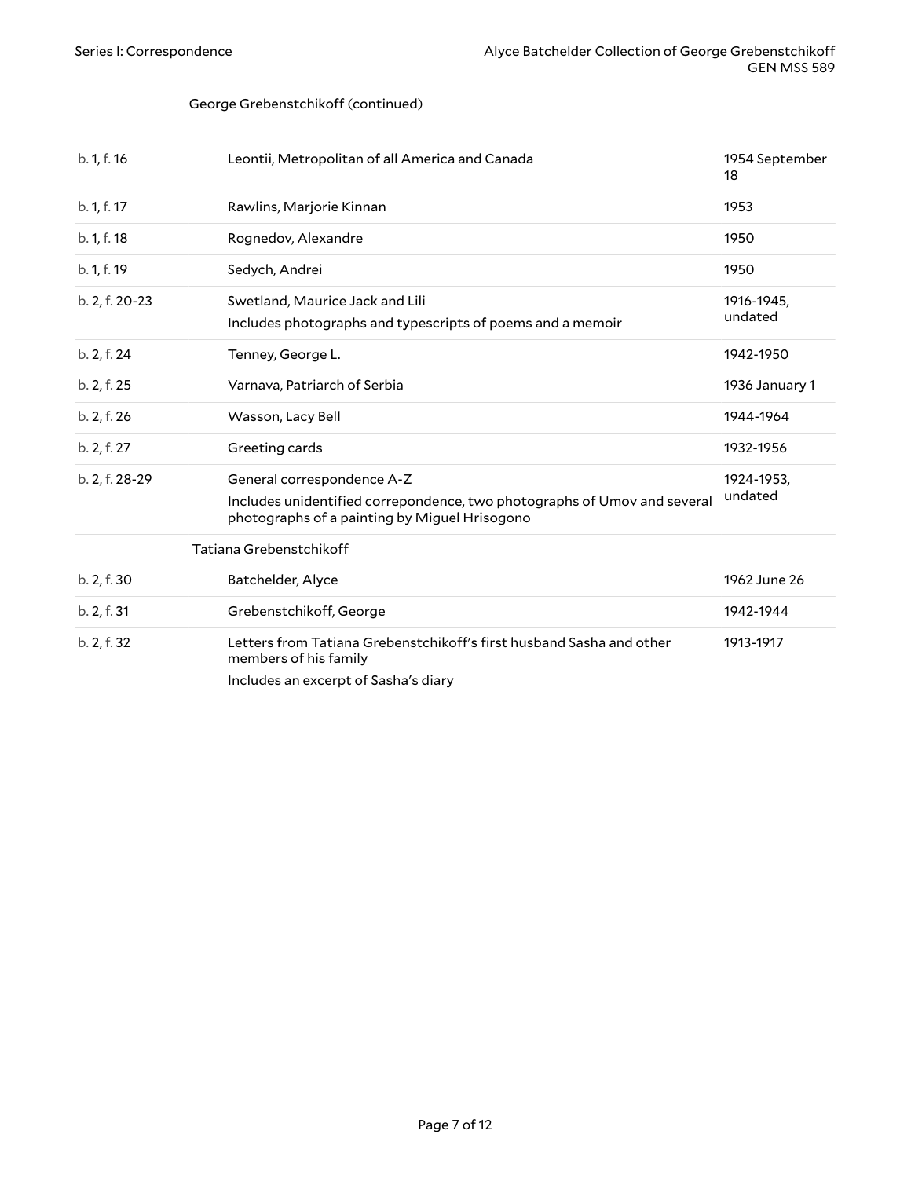George Grebenstchikoff (continued)

| | | |
|---|---|---|
| b. 1, f. 16 | Leontii, Metropolitan of all America and Canada | 1954 September 18 |
| b. 1, f. 17 | Rawlins, Marjorie Kinnan | 1953 |
| b. 1, f. 18 | Rognedov, Alexandre | 1950 |
| b. 1, f. 19 | Sedych, Andrei | 1950 |
| b. 2, f. 20-23 | Swetland, Maurice Jack and Lili<br>Includes photographs and typescripts of poems and a memoir | 1916-1945, undated |
| b. 2, f. 24 | Tenney, George L. | 1942-1950 |
| b. 2, f. 25 | Varnava, Patriarch of Serbia | 1936 January 1 |
| b. 2, f. 26 | Wasson, Lacy Bell | 1944-1964 |
| b. 2, f. 27 | Greeting cards | 1932-1956 |
| b. 2, f. 28-29 | General correspondence A-Z<br>Includes unidentified correpondence, two photographs of Umov and several photographs of a painting by Miguel Hrisogono | 1924-1953, undated |
| | Tatiana Grebenstchikoff | |
| b. 2, f. 30 | Batchelder, Alyce | 1962 June 26 |
| b. 2, f. 31 | Grebenstchikoff, George | 1942-1944 |
| b. 2, f. 32 | Letters from Tatiana Grebenstchikoff's first husband Sasha and other members of his family<br>Includes an excerpt of Sasha's diary | 1913-1917 |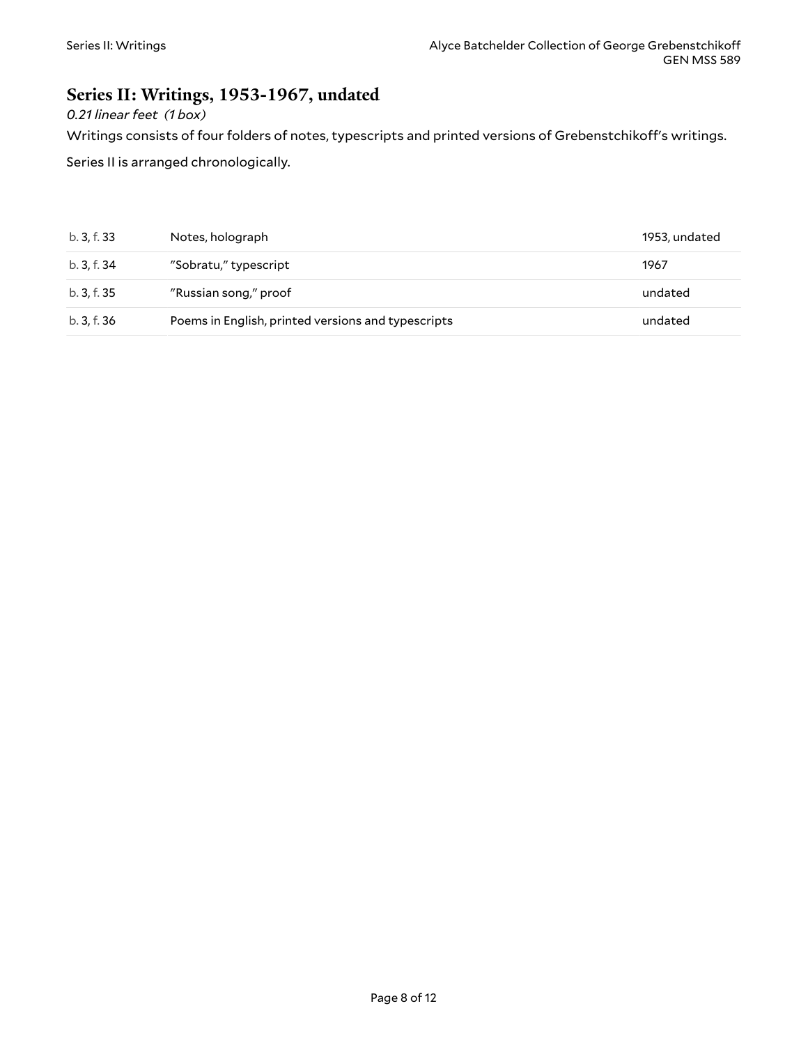## Series II: Writings, 1953-1967, undated

*0.21 linear feet (1 box)*

Writings consists of four folders of notes, typescripts and printed versions of Grebenstchikoff's writings.

Series II is arranged chronologically.

| | | |
|---|---|---|
| b. 3, f. 33 | Notes, holograph | 1953, undated |
| b. 3, f. 34 | "Sobratu," typescript | 1967 |
| b. 3, f. 35 | "Russian song," proof | undated |
| b. 3, f. 36 | Poems in English, printed versions and typescripts | undated |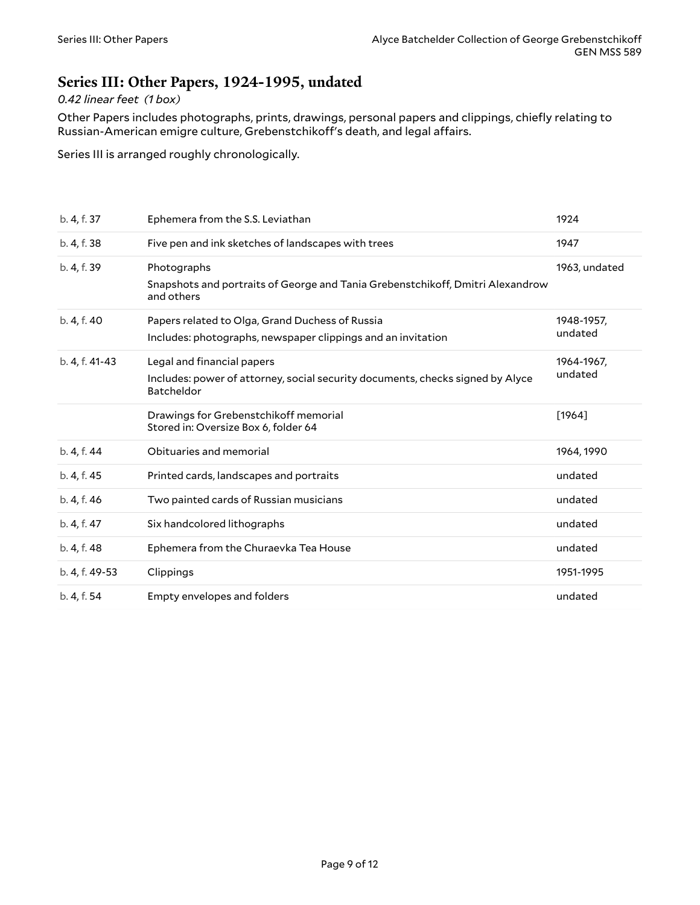## Series III: Other Papers, 1924-1995, undated

*0.42 linear feet (1 box)*

Other Papers includes photographs, prints, drawings, personal papers and clippings, chiefly relating to Russian-American emigre culture, Grebenstchikoff's death, and legal affairs.

Series III is arranged roughly chronologically.

| | | |
|---|---|---|
| b. 4, f. 37 | Ephemera from the S.S. Leviathan | 1924 |
| b. 4, f. 38 | Five pen and ink sketches of landscapes with trees | 1947 |
| b. 4, f. 39 | Photographs<br>Snapshots and portraits of George and Tania Grebenstchikoff, Dmitri Alexandrow and others | 1963, undated |
| b. 4, f. 40 | Papers related to Olga, Grand Duchess of Russia<br>Includes: photographs, newspaper clippings and an invitation | 1948-1957, undated |
| b. 4, f. 41-43 | Legal and financial papers<br>Includes: power of attorney, social security documents, checks signed by Alyce Batcheldor | 1964-1967, undated |
| | Drawings for Grebenstchikoff memorial<br>Stored in: Oversize Box 6, folder 64 | [1964] |
| b. 4, f. 44 | Obituaries and memorial | 1964, 1990 |
| b. 4, f. 45 | Printed cards, landscapes and portraits | undated |
| b. 4, f. 46 | Two painted cards of Russian musicians | undated |
| b. 4, f. 47 | Six handcolored lithographs | undated |
| b. 4, f. 48 | Ephemera from the Churaevka Tea House | undated |
| b. 4, f. 49-53 | Clippings | 1951-1995 |
| b. 4, f. 54 | Empty envelopes and folders | undated |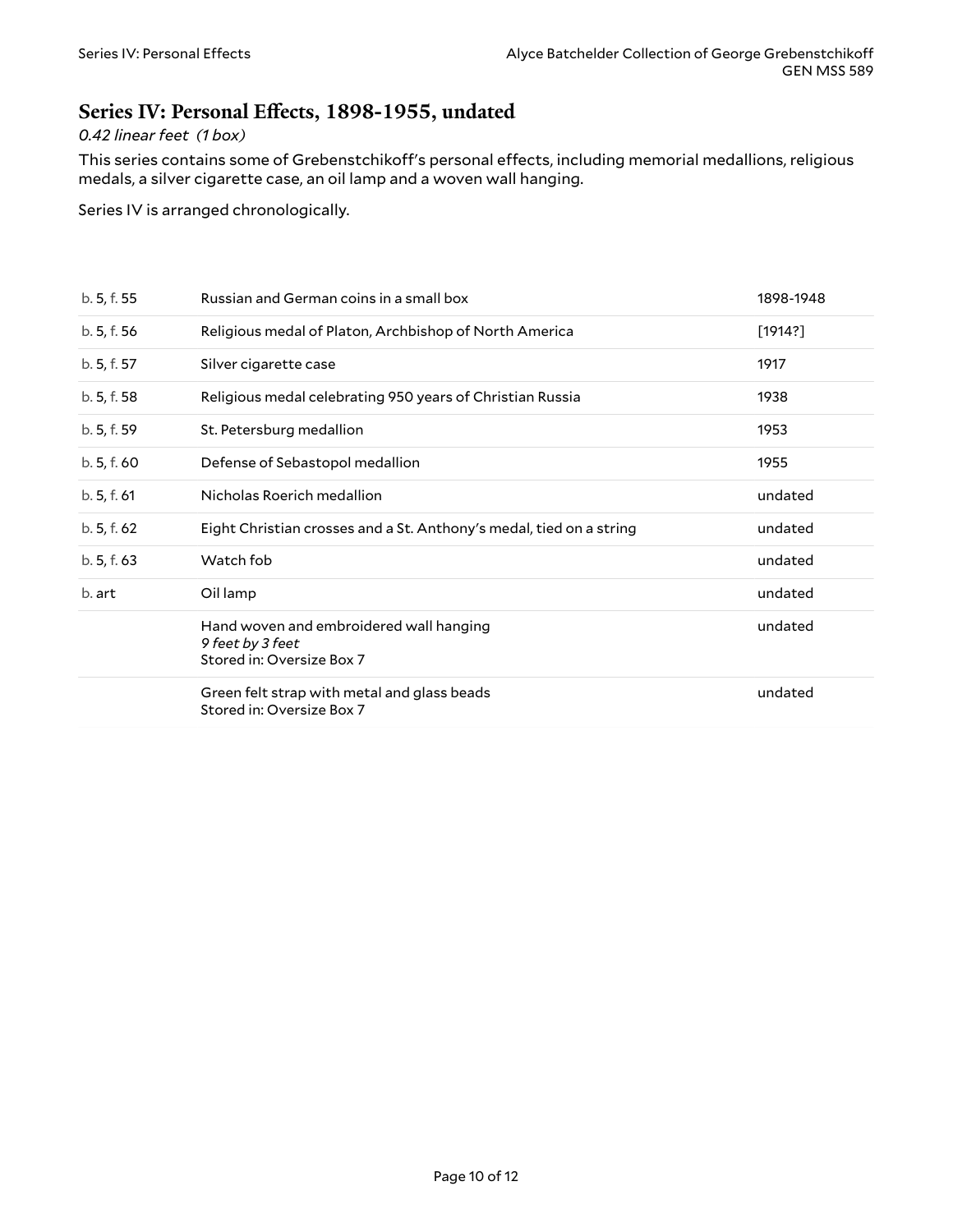## Series IV: Personal Effects, 1898-1955, undated

*0.42 linear feet (1 box)*

This series contains some of Grebenstchikoff's personal effects, including memorial medallions, religious medals, a silver cigarette case, an oil lamp and a woven wall hanging.

Series IV is arranged chronologically.

| | | |
|---|---|---|
| b. 5, f. 55 | Russian and German coins in a small box | 1898-1948 |
| b. 5, f. 56 | Religious medal of Platon, Archbishop of North America | [1914?] |
| b. 5, f. 57 | Silver cigarette case | 1917 |
| b. 5, f. 58 | Religious medal celebrating 950 years of Christian Russia | 1938 |
| b. 5, f. 59 | St. Petersburg medallion | 1953 |
| b. 5, f. 60 | Defense of Sebastopol medallion | 1955 |
| b. 5, f. 61 | Nicholas Roerich medallion | undated |
| b. 5, f. 62 | Eight Christian crosses and a St. Anthony's medal, tied on a string | undated |
| b. 5, f. 63 | Watch fob | undated |
| b. art | Oil lamp | undated |
| | Hand woven and embroidered wall hanging<br>*9 feet by 3 feet*<br>Stored in: Oversize Box 7 | undated |
| | Green felt strap with metal and glass beads<br>Stored in: Oversize Box 7 | undated |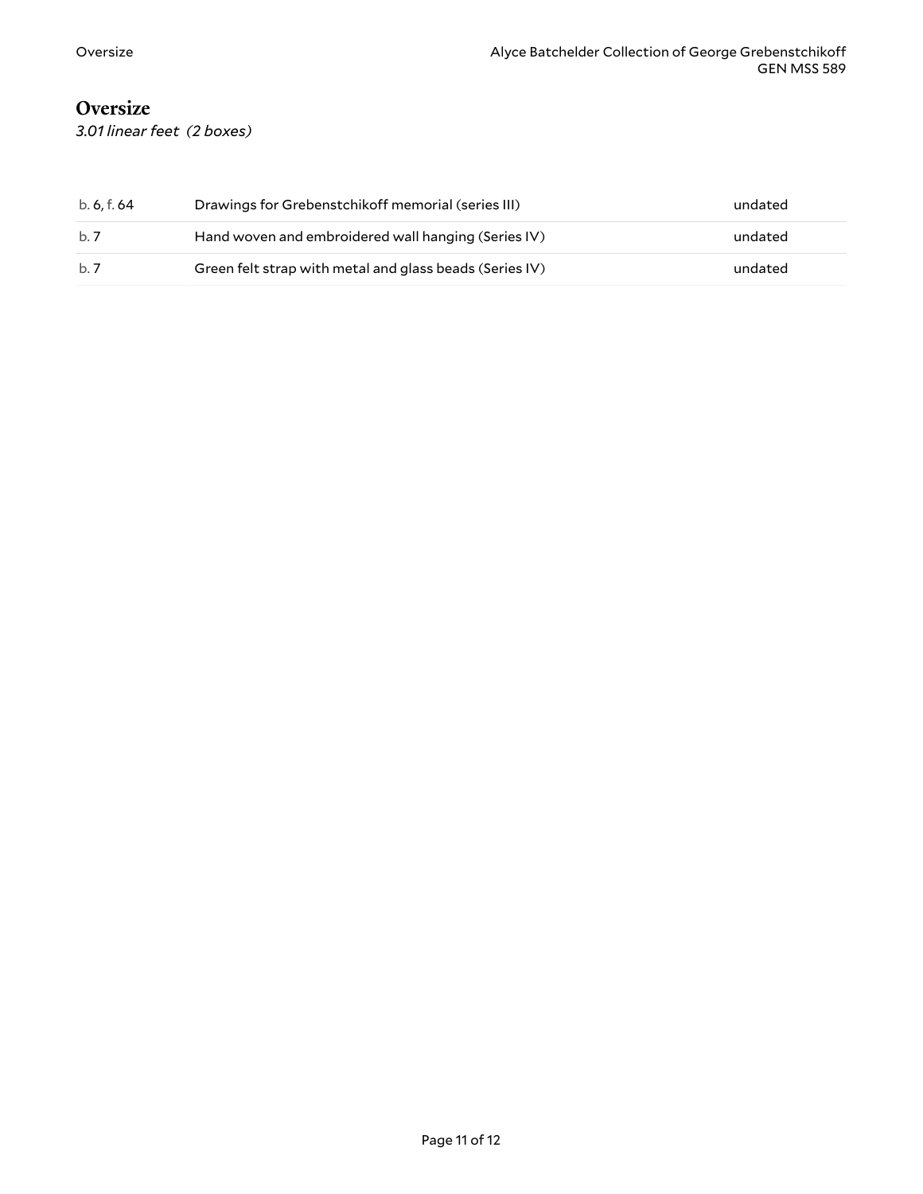## Oversize

*3.01 linear feet (2 boxes)*

| | | |
|---|---|---|
| b. 6, f. 64 | Drawings for Grebenstchikoff memorial (series III) | undated |
| b. 7 | Hand woven and embroidered wall hanging (Series IV) | undated |
| b. 7 | Green felt strap with metal and glass beads (Series IV) | undated |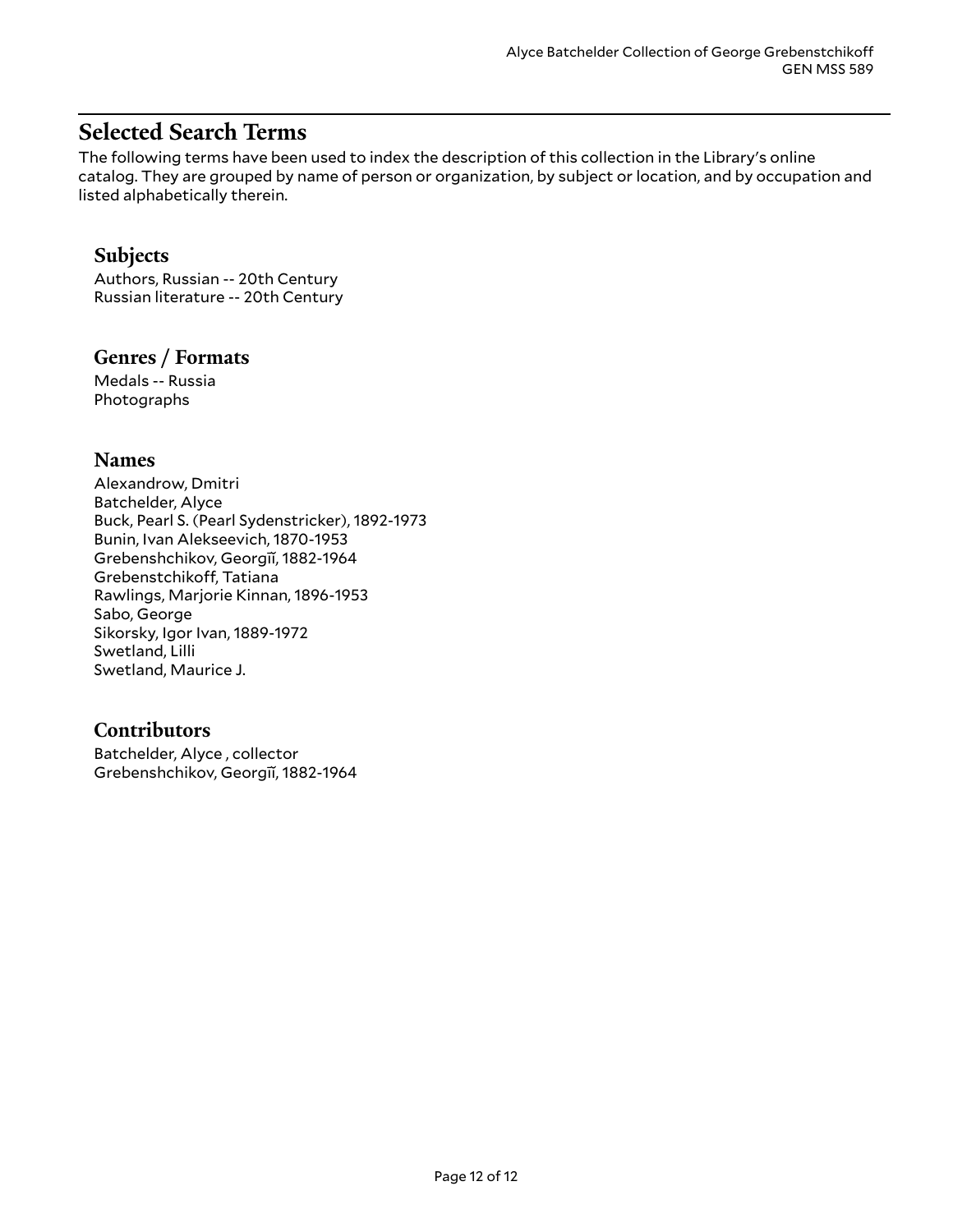## Selected Search Terms

The following terms have been used to index the description of this collection in the Library's online catalog. They are grouped by name of person or organization, by subject or location, and by occupation and listed alphabetically therein.

### Subjects

Authors, Russian -- 20th Century
Russian literature -- 20th Century

### Genres / Formats

Medals -- Russia
Photographs

### Names

Alexandrow, Dmitri
Batchelder, Alyce
Buck, Pearl S. (Pearl Sydenstricker), 1892-1973
Bunin, Ivan Alekseevich, 1870-1953
Grebenshchikov, Georgiĭ, 1882-1964
Grebenstchikoff, Tatiana
Rawlings, Marjorie Kinnan, 1896-1953
Sabo, George
Sikorsky, Igor Ivan, 1889-1972
Swetland, Lilli
Swetland, Maurice J.

### Contributors

Batchelder, Alyce , collector
Grebenshchikov, Georgiĭ, 1882-1964